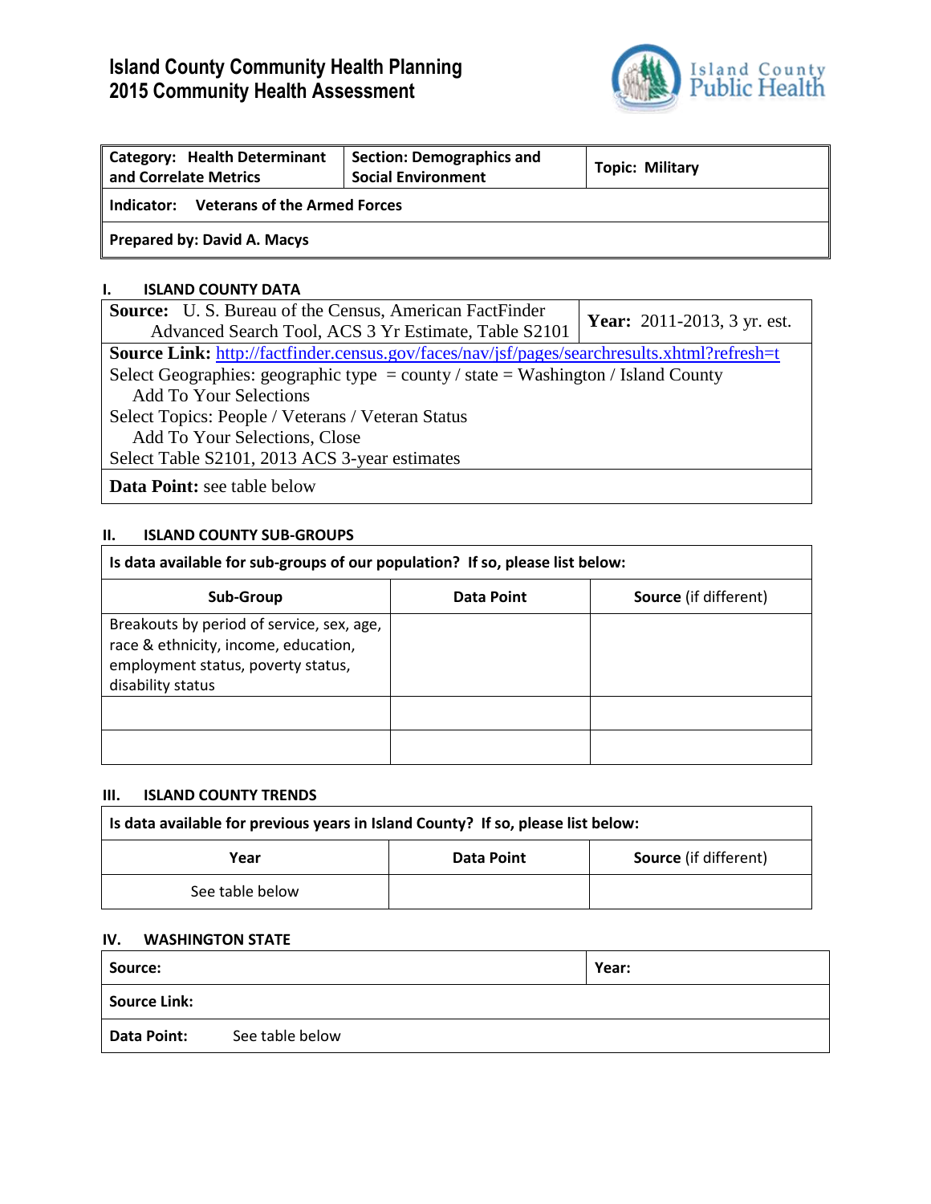# Island County Community Health Planning
# 2015 Community Health Assessment

Island County Public Health

| **Category: Health Determinant and Correlate Metrics** | **Section: Demographics and Social Environment** | **Topic: Military** |
|---|---|---|
| **Indicator: Veterans of the Armed Forces** | | |
| **Prepared by: David A. Macys** | | |

## I. ISLAND COUNTY DATA

| **Source:** U. S. Bureau of the Census, American FactFinder Advanced Search Tool, ACS 3 Yr Estimate, Table S2101 | **Year:** 2011-2013, 3 yr. est. |
|---|---|
| **Source Link:** http://factfinder.census.gov/faces/nav/jsf/pages/searchresults.xhtml?refresh=t<br>Select Geographies: geographic type = county / state = Washington / Island County<br>Add To Your Selections<br>Select Topics: People / Veterans / Veteran Status<br>Add To Your Selections, Close<br>Select Table S2101, 2013 ACS 3-year estimates | |
| **Data Point:** see table below | |

## II. ISLAND COUNTY SUB-GROUPS

**Is data available for sub-groups of our population? If so, please list below:**

| **Sub-Group** | **Data Point** | **Source** (if different) |
|---|---|---|
| Breakouts by period of service, sex, age, race & ethnicity, income, education, employment status, poverty status, disability status | | |
| | | |
| | | |

## III. ISLAND COUNTY TRENDS

**Is data available for previous years in Island County? If so, please list below:**

| **Year** | **Data Point** | **Source** (if different) |
|---|---|---|
| See table below | | |

## IV. WASHINGTON STATE

| **Source:** | **Year:** |
|---|---|
| **Source Link:** | |
| **Data Point:** See table below | |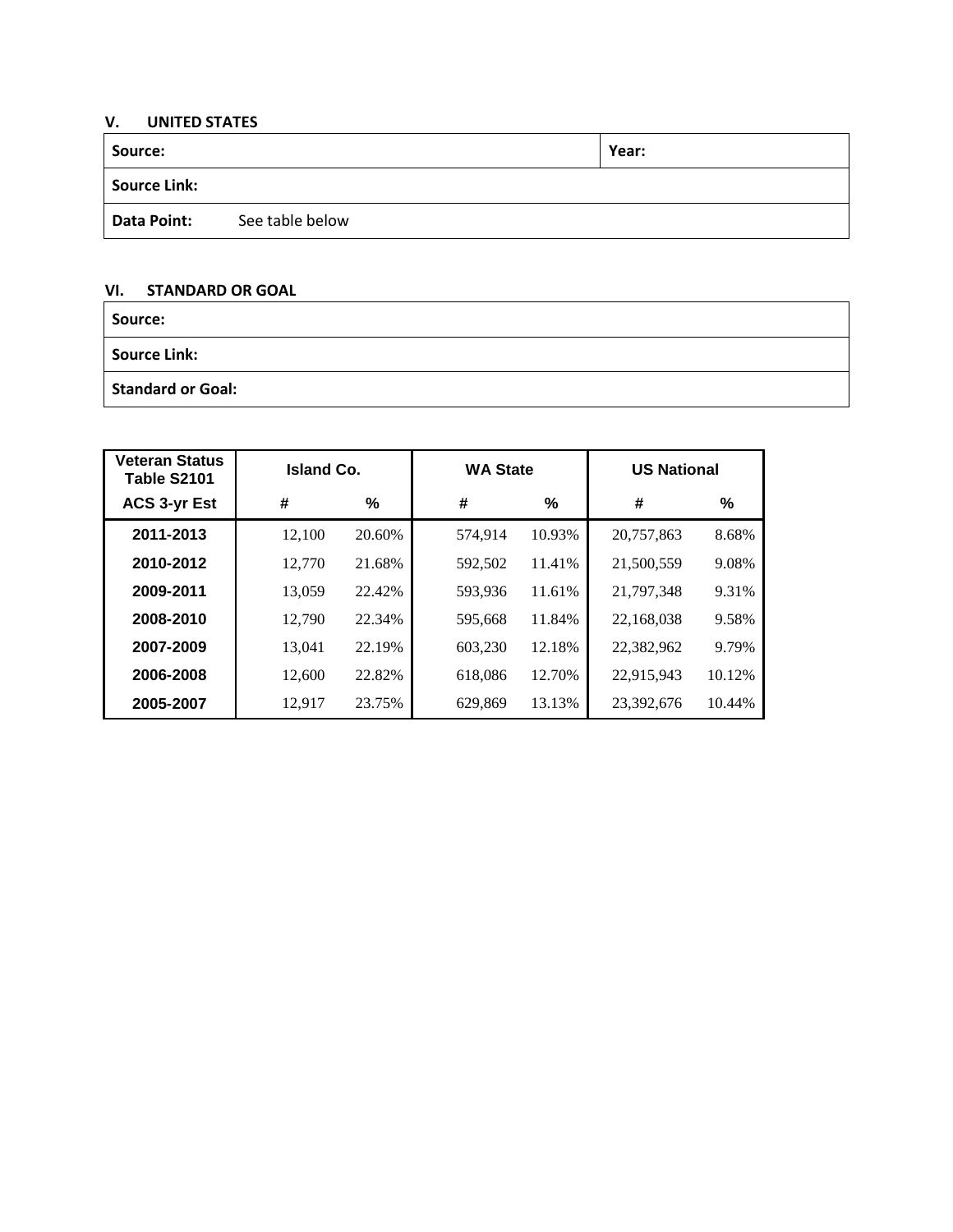### V. UNITED STATES

| | |
|---|---|
| **Source:** | **Year:** |
| **Source Link:** | |
| **Data Point:** See table below | |

### VI. STANDARD OR GOAL

| |
|---|
| **Source:** |
| **Source Link:** |
| **Standard or Goal:** |

| Veteran Status Table S2101 | Island Co. | | WA State | | US National | |
|---|---|---|---|---|---|---|
| **ACS 3-yr Est** | **#** | **%** | **#** | **%** | **#** | **%** |
| **2011-2013** | 12,100 | 20.60% | 574,914 | 10.93% | 20,757,863 | 8.68% |
| **2010-2012** | 12,770 | 21.68% | 592,502 | 11.41% | 21,500,559 | 9.08% |
| **2009-2011** | 13,059 | 22.42% | 593,936 | 11.61% | 21,797,348 | 9.31% |
| **2008-2010** | 12,790 | 22.34% | 595,668 | 11.84% | 22,168,038 | 9.58% |
| **2007-2009** | 13,041 | 22.19% | 603,230 | 12.18% | 22,382,962 | 9.79% |
| **2006-2008** | 12,600 | 22.82% | 618,086 | 12.70% | 22,915,943 | 10.12% |
| **2005-2007** | 12,917 | 23.75% | 629,869 | 13.13% | 23,392,676 | 10.44% |